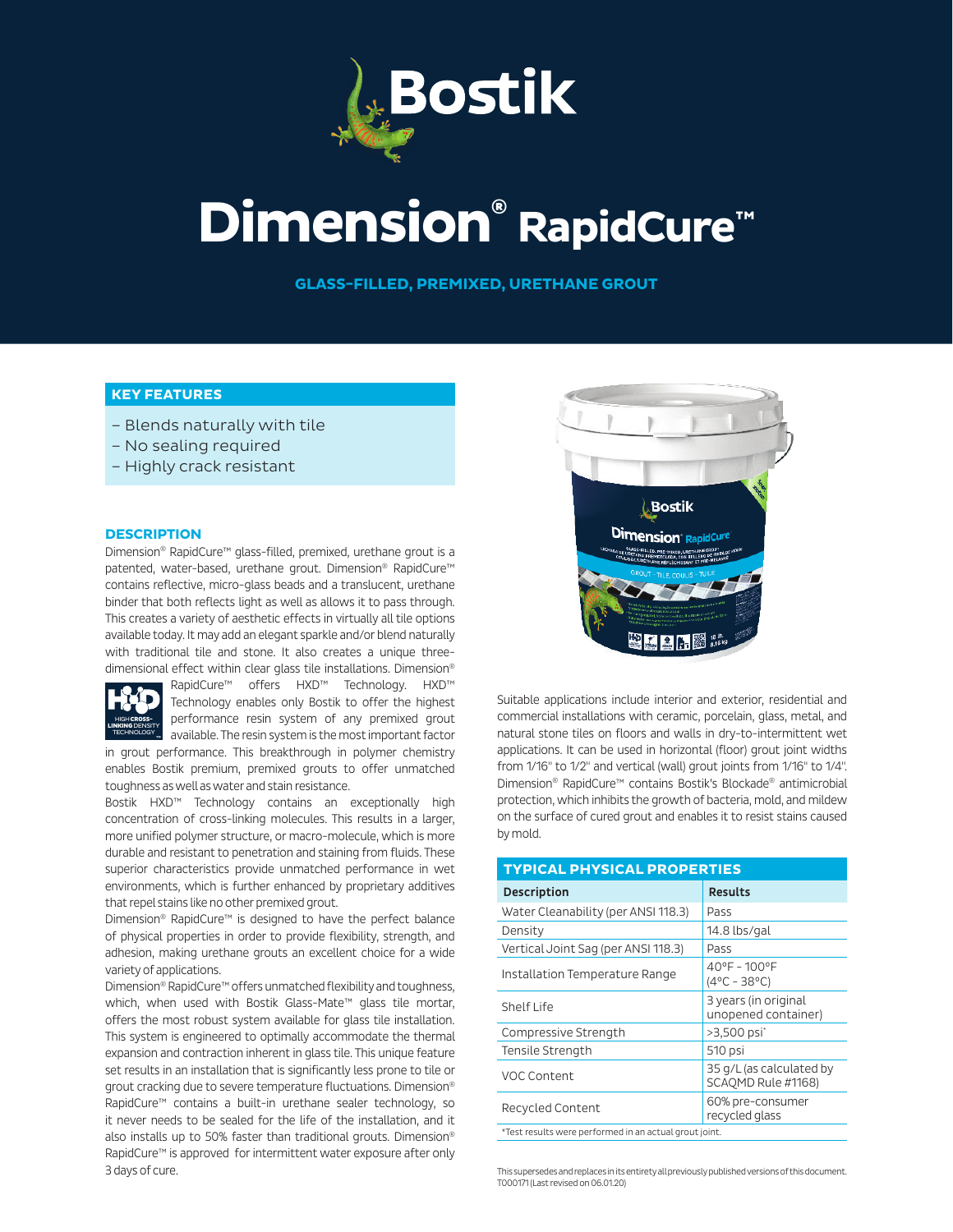# Dimension® RapidCure™

## GLASS-FILLED, PREMIXED, URETHANE GROUT

### KEY FEATURES

- Blends naturally with tile
- No sealing required
- Highly crack resistant

### DESCRIPTION

Dimension® RapidCure™ glass-filled, premixed, urethane grout is a patented, water-based, urethane grout. Dimension® RapidCure™ contains reflective, micro-glass beads and a translucent, urethane binder that both reflects light as well as allows it to pass through. This creates a variety of aesthetic effects in virtually all tile options available today. It may add an elegant sparkle and/or blend naturally with traditional tile and stone. It also creates a unique three-dimensional effect within clear glass tile installations. Dimension® RapidCure™ offers HXD™ Technology. HXD™ Technology enables only Bostik to offer the highest performance resin system of any premixed grout available. The resin system is the most important factor in grout performance. This breakthrough in polymer chemistry enables Bostik premium, premixed grouts to offer unmatched toughness as well as water and stain resistance.

Bostik HXD™ Technology contains an exceptionally high concentration of cross-linking molecules. This results in a larger, more unified polymer structure, or macro-molecule, which is more durable and resistant to penetration and staining from fluids. These superior characteristics provide unmatched performance in wet environments, which is further enhanced by proprietary additives that repel stains like no other premixed grout.

Dimension® RapidCure™ is designed to have the perfect balance of physical properties in order to provide flexibility, strength, and adhesion, making urethane grouts an excellent choice for a wide variety of applications.

Dimension® RapidCure™ offers unmatched flexibility and toughness, which, when used with Bostik Glass-Mate™ glass tile mortar, offers the most robust system available for glass tile installation. This system is engineered to optimally accommodate the thermal expansion and contraction inherent in glass tile. This unique feature set results in an installation that is significantly less prone to tile or grout cracking due to severe temperature fluctuations. Dimension® RapidCure™ contains a built-in urethane sealer technology, so it never needs to be sealed for the life of the installation, and it also installs up to 50% faster than traditional grouts. Dimension® RapidCure™ is approved for intermittent water exposure after only 3 days of cure.

Suitable applications include interior and exterior, residential and commercial installations with ceramic, porcelain, glass, metal, and natural stone tiles on floors and walls in dry-to-intermittent wet applications. It can be used in horizontal (floor) grout joint widths from 1/16" to 1/2" and vertical (wall) grout joints from 1/16" to 1/4". Dimension® RapidCure™ contains Bostik's Blockade® antimicrobial protection, which inhibits the growth of bacteria, mold, and mildew on the surface of cured grout and enables it to resist stains caused by mold.

### TYPICAL PHYSICAL PROPERTIES

| Description | Results |
|---|---|
| Water Cleanability (per ANSI 118.3) | Pass |
| Density | 14.8 lbs/gal |
| Vertical Joint Sag (per ANSI 118.3) | Pass |
| Installation Temperature Range | 40°F - 100°F (4°C - 38°C) |
| Shelf Life | 3 years (in original unopened container) |
| Compressive Strength | >3,500 psi* |
| Tensile Strength | 510 psi |
| VOC Content | 35 g/L (as calculated by SCAQMD Rule #1168) |
| Recycled Content | 60% pre-consumer recycled glass |

*Test results were performed in an actual grout joint.

This supersedes and replaces in its entirety all previously published versions of this document.
T000171 (Last revised on 06.01.20)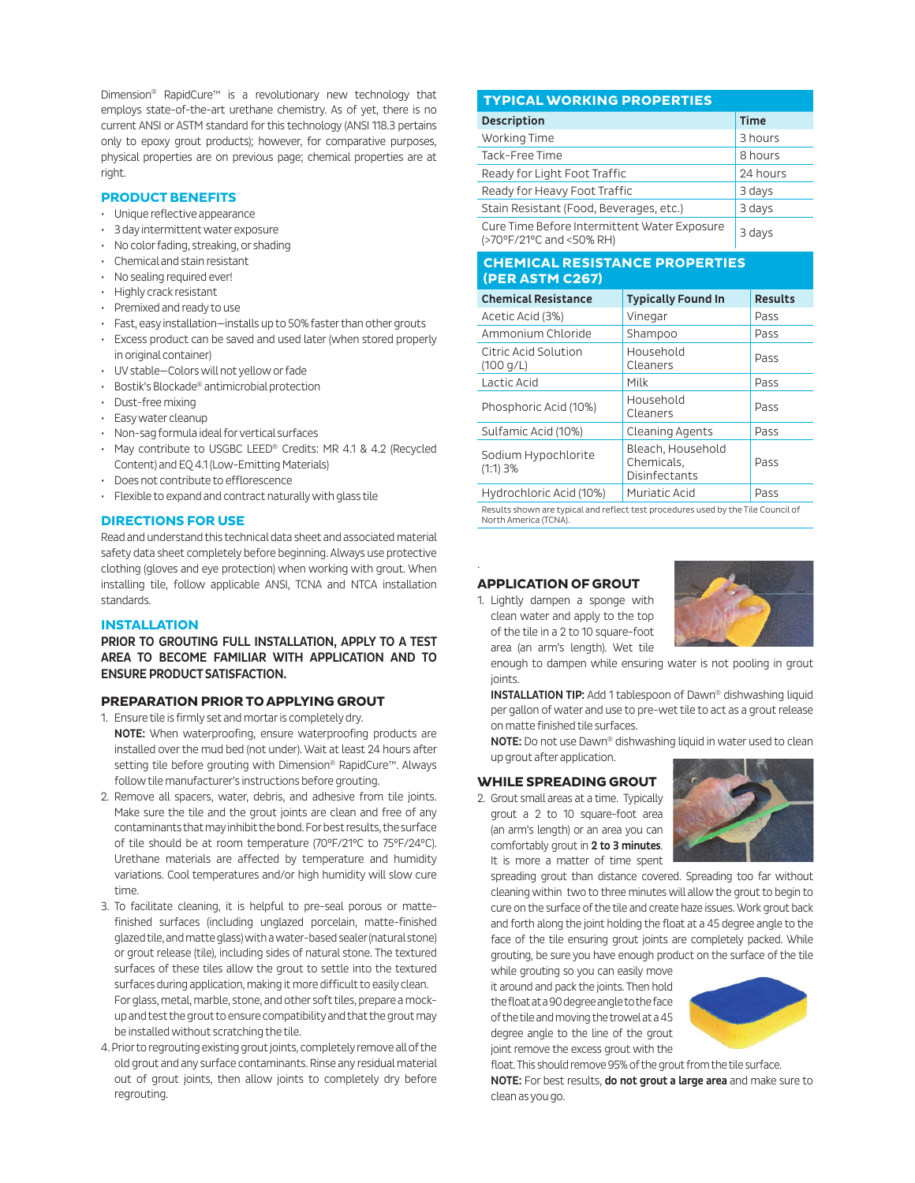Dimension® RapidCure™ is a revolutionary new technology that employs state-of-the-art urethane chemistry. As of yet, there is no current ANSI or ASTM standard for this technology (ANSI 118.3 pertains only to epoxy grout products); however, for comparative purposes, physical properties are on previous page; chemical properties are at right.

## PRODUCT BENEFITS

- Unique reflective appearance
- 3 day intermittent water exposure
- No color fading, streaking, or shading
- Chemical and stain resistant
- No sealing required ever!
- Highly crack resistant
- Premixed and ready to use
- Fast, easy installation—installs up to 50% faster than other grouts
- Excess product can be saved and used later (when stored properly in original container)
- UV stable—Colors will not yellow or fade
- Bostik's Blockade® antimicrobial protection
- Dust-free mixing
- Easy water cleanup
- Non-sag formula ideal for vertical surfaces
- May contribute to USGBC LEED® Credits: MR 4.1 & 4.2 (Recycled Content) and EQ 4.1 (Low-Emitting Materials)
- Does not contribute to efflorescence
- Flexible to expand and contract naturally with glass tile

## DIRECTIONS FOR USE

Read and understand this technical data sheet and associated material safety data sheet completely before beginning. Always use protective clothing (gloves and eye protection) when working with grout. When installing tile, follow applicable ANSI, TCNA and NTCA installation standards.

## INSTALLATION

**PRIOR TO GROUTING FULL INSTALLATION, APPLY TO A TEST AREA TO BECOME FAMILIAR WITH APPLICATION AND TO ENSURE PRODUCT SATISFACTION.**

### PREPARATION PRIOR TO APPLYING GROUT

1. Ensure tile is firmly set and mortar is completely dry.
   **NOTE:** When waterproofing, ensure waterproofing products are installed over the mud bed (not under). Wait at least 24 hours after setting tile before grouting with Dimension® RapidCure™. Always follow tile manufacturer's instructions before grouting.
2. Remove all spacers, water, debris, and adhesive from tile joints. Make sure the tile and the grout joints are clean and free of any contaminants that may inhibit the bond. For best results, the surface of tile should be at room temperature (70°F/21°C to 75°F/24°C). Urethane materials are affected by temperature and humidity variations. Cool temperatures and/or high humidity will slow cure time.
3. To facilitate cleaning, it is helpful to pre-seal porous or matte-finished surfaces (including unglazed porcelain, matte-finished glazed tile, and matte glass) with a water-based sealer (natural stone) or grout release (tile), including sides of natural stone. The textured surfaces of these tiles allow the grout to settle into the textured surfaces during application, making it more difficult to easily clean. For glass, metal, marble, stone, and other soft tiles, prepare a mock-up and test the grout to ensure compatibility and that the grout may be installed without scratching the tile.
4. Prior to regrouting existing grout joints, completely remove all of the old grout and any surface contaminants. Rinse any residual material out of grout joints, then allow joints to completely dry before regrouting.

## TYPICAL WORKING PROPERTIES

| Description | Time |
|---|---|
| Working Time | 3 hours |
| Tack-Free Time | 8 hours |
| Ready for Light Foot Traffic | 24 hours |
| Ready for Heavy Foot Traffic | 3 days |
| Stain Resistant (Food, Beverages, etc.) | 3 days |
| Cure Time Before Intermittent Water Exposure (>70°F/21°C and <50% RH) | 3 days |

## CHEMICAL RESISTANCE PROPERTIES (PER ASTM C267)

| Chemical Resistance | Typically Found In | Results |
|---|---|---|
| Acetic Acid (3%) | Vinegar | Pass |
| Ammonium Chloride | Shampoo | Pass |
| Citric Acid Solution (100 g/L) | Household Cleaners | Pass |
| Lactic Acid | Milk | Pass |
| Phosphoric Acid (10%) | Household Cleaners | Pass |
| Sulfamic Acid (10%) | Cleaning Agents | Pass |
| Sodium Hypochlorite (1:1) 3% | Bleach, Household Chemicals, Disinfectants | Pass |
| Hydrochloric Acid (10%) | Muriatic Acid | Pass |

Results shown are typical and reflect test procedures used by the Tile Council of North America (TCNA).

### APPLICATION OF GROUT

1. Lightly dampen a sponge with clean water and apply to the top of the tile in a 2 to 10 square-foot area (an arm's length). Wet tile enough to dampen while ensuring water is not pooling in grout joints.
   **INSTALLATION TIP:** Add 1 tablespoon of Dawn® dishwashing liquid per gallon of water and use to pre-wet tile to act as a grout release on matte finished tile surfaces.
   **NOTE:** Do not use Dawn® dishwashing liquid in water used to clean up grout after application.

### WHILE SPREADING GROUT

2. Grout small areas at a time. Typically grout a 2 to 10 square-foot area (an arm's length) or an area you can comfortably grout in **2 to 3 minutes**. It is more a matter of time spent spreading grout than distance covered. Spreading too far without cleaning within two to three minutes will allow the grout to begin to cure on the surface of the tile and create haze issues. Work grout back and forth along the joint holding the float at a 45 degree angle to the face of the tile ensuring grout joints are completely packed. While grouting, be sure you have enough product on the surface of the tile while grouting so you can easily move it around and pack the joints. Then hold the float at a 90 degree angle to the face of the tile and moving the trowel at a 45 degree angle to the line of the grout joint remove the excess grout with the float. This should remove 95% of the grout from the tile surface.
   **NOTE:** For best results, **do not grout a large area** and make sure to clean as you go.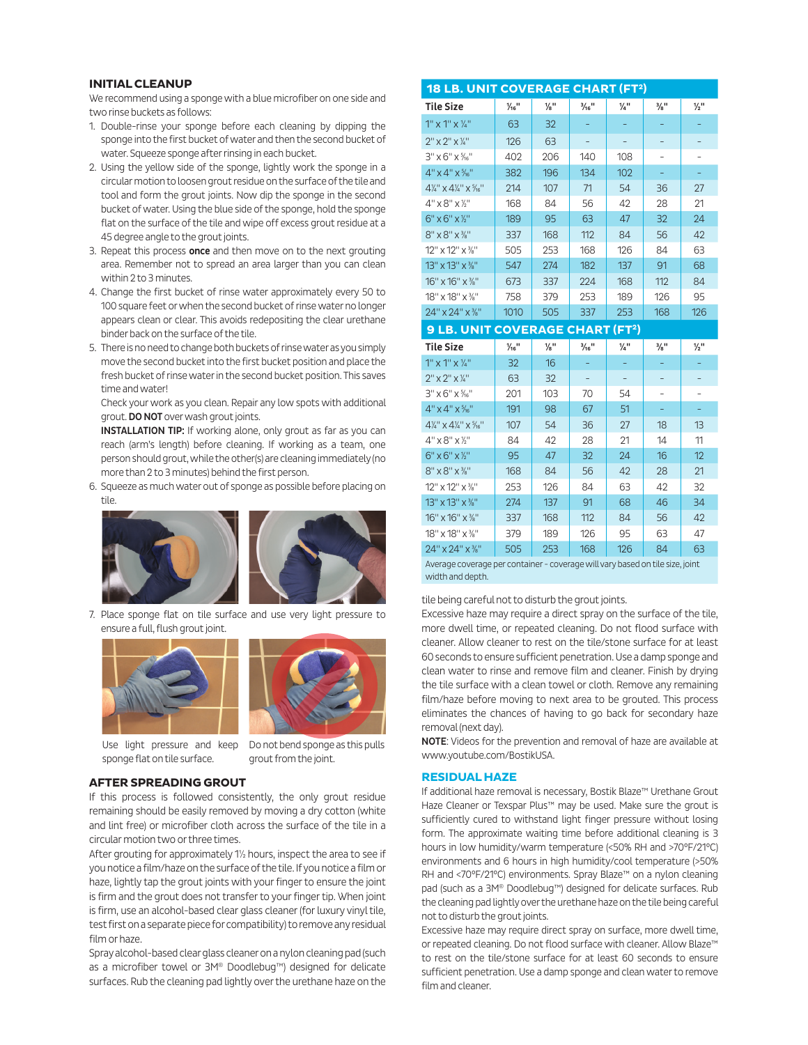### INITIAL CLEANUP

We recommend using a sponge with a blue microfiber on one side and two rinse buckets as follows:

1. Double-rinse your sponge before each cleaning by dipping the sponge into the first bucket of water and then the second bucket of water. Squeeze sponge after rinsing in each bucket.
2. Using the yellow side of the sponge, lightly work the sponge in a circular motion to loosen grout residue on the surface of the tile and tool and form the grout joints. Now dip the sponge in the second bucket of water. Using the blue side of the sponge, hold the sponge flat on the surface of the tile and wipe off excess grout residue at a 45 degree angle to the grout joints.
3. Repeat this process **once** and then move on to the next grouting area. Remember not to spread an area larger than you can clean within 2 to 3 minutes.
4. Change the first bucket of rinse water approximately every 50 to 100 square feet or when the second bucket of rinse water no longer appears clean or clear. This avoids redepositing the clear urethane binder back on the surface of the tile.
5. There is no need to change both buckets of rinse water as you simply move the second bucket into the first bucket position and place the fresh bucket of rinse water in the second bucket position. This saves time and water!

   Check your work as you clean. Repair any low spots with additional grout. **DO NOT** over wash grout joints.

   **INSTALLATION TIP:** If working alone, only grout as far as you can reach (arm's length) before cleaning. If working as a team, one person should grout, while the other(s) are cleaning immediately (no more than 2 to 3 minutes) behind the first person.
6. Squeeze as much water out of sponge as possible before placing on tile.
7. Place sponge flat on tile surface and use very light pressure to ensure a full, flush grout joint.

Use light pressure and keep sponge flat on tile surface.

Do not bend sponge as this pulls grout from the joint.

### AFTER SPREADING GROUT

If this process is followed consistently, the only grout residue remaining should be easily removed by moving a dry cotton (white and lint free) or microfiber cloth across the surface of the tile in a circular motion two or three times.

After grouting for approximately 1½ hours, inspect the area to see if you notice a film/haze on the surface of the tile. If you notice a film or haze, lightly tap the grout joints with your finger to ensure the joint is firm and the grout does not transfer to your finger tip. When joint is firm, use an alcohol-based clear glass cleaner (for luxury vinyl tile, test first on a separate piece for compatibility) to remove any residual film or haze.

Spray alcohol-based clear glass cleaner on a nylon cleaning pad (such as a microfiber towel or 3M® Doodlebug™) designed for delicate surfaces. Rub the cleaning pad lightly over the urethane haze on the tile being careful not to disturb the grout joints.

Excessive haze may require a direct spray on the surface of the tile, more dwell time, or repeated cleaning. Do not flood surface with cleaner. Allow cleaner to rest on the tile/stone surface for at least 60 seconds to ensure sufficient penetration. Use a damp sponge and clean water to rinse and remove film and cleaner. Finish by drying the tile surface with a clean towel or cloth. Remove any remaining film/haze before moving to next area to be grouted. This process eliminates the chances of having to go back for secondary haze removal (next day).

**NOTE**: Videos for the prevention and removal of haze are available at www.youtube.com/BostikUSA.

### 18 LB. UNIT COVERAGE CHART (FT²)

| Tile Size | 1⁄16" | 1⁄8" | 3⁄16" | 1⁄4" | 3⁄8" | 1⁄2" |
|---|---|---|---|---|---|---|
| 1" x 1" x 1⁄4" | 63 | 32 | - | - | - | - |
| 2" x 2" x 1⁄4" | 126 | 63 | - | - | - | - |
| 3" x 6" x 5⁄16" | 402 | 206 | 140 | 108 | - | - |
| 4" x 4" x 5⁄16" | 382 | 196 | 134 | 102 | - | - |
| 4¼" x 4¼" x 5⁄16" | 214 | 107 | 71 | 54 | 36 | 27 |
| 4" x 8" x ½" | 168 | 84 | 56 | 42 | 28 | 21 |
| 6" x 6" x ½" | 189 | 95 | 63 | 47 | 32 | 24 |
| 8" x 8" x 3⁄8" | 337 | 168 | 112 | 84 | 56 | 42 |
| 12" x 12" x 3⁄8" | 505 | 253 | 168 | 126 | 84 | 63 |
| 13" x 13" x 3⁄8" | 547 | 274 | 182 | 137 | 91 | 68 |
| 16" x 16" x 3⁄8" | 673 | 337 | 224 | 168 | 112 | 84 |
| 18" x 18" x 3⁄8" | 758 | 379 | 253 | 189 | 126 | 95 |
| 24" x 24" x 3⁄8" | 1010 | 505 | 337 | 253 | 168 | 126 |

### 9 LB. UNIT COVERAGE CHART (FT²)

| Tile Size | 1⁄16" | 1⁄8" | 3⁄16" | 1⁄4" | 3⁄8" | 1⁄2" |
|---|---|---|---|---|---|---|
| 1" x 1" x 1⁄4" | 32 | 16 | - | - | - | - |
| 2" x 2" x 1⁄4" | 63 | 32 | - | - | - | - |
| 3" x 6" x 5⁄16" | 201 | 103 | 70 | 54 | - | - |
| 4" x 4" x 5⁄16" | 191 | 98 | 67 | 51 | - | - |
| 4¼" x 4¼" x 5⁄16" | 107 | 54 | 36 | 27 | 18 | 13 |
| 4" x 8" x ½" | 84 | 42 | 28 | 21 | 14 | 11 |
| 6" x 6" x ½" | 95 | 47 | 32 | 24 | 16 | 12 |
| 8" x 8" x 3⁄8" | 168 | 84 | 56 | 42 | 28 | 21 |
| 12" x 12" x 3⁄8" | 253 | 126 | 84 | 63 | 42 | 32 |
| 13" x 13" x 3⁄8" | 274 | 137 | 91 | 68 | 46 | 34 |
| 16" x 16" x 3⁄8" | 337 | 168 | 112 | 84 | 56 | 42 |
| 18" x 18" x 3⁄8" | 379 | 189 | 126 | 95 | 63 | 47 |
| 24" x 24" x 3⁄8" | 505 | 253 | 168 | 126 | 84 | 63 |

Average coverage per container - coverage will vary based on tile size, joint width and depth.

### RESIDUAL HAZE

If additional haze removal is necessary, Bostik Blaze™ Urethane Grout Haze Cleaner or Texspar Plus™ may be used. Make sure the grout is sufficiently cured to withstand light finger pressure without losing form. The approximate waiting time before additional cleaning is 3 hours in low humidity/warm temperature (<50% RH and >70°F/21°C) environments and 6 hours in high humidity/cool temperature (>50% RH and <70°F/21°C) environments. Spray Blaze™ on a nylon cleaning pad (such as a 3M® Doodlebug™) designed for delicate surfaces. Rub the cleaning pad lightly over the urethane haze on the tile being careful not to disturb the grout joints.

Excessive haze may require direct spray on surface, more dwell time, or repeated cleaning. Do not flood surface with cleaner. Allow Blaze™ to rest on the tile/stone surface for at least 60 seconds to ensure sufficient penetration. Use a damp sponge and clean water to remove film and cleaner.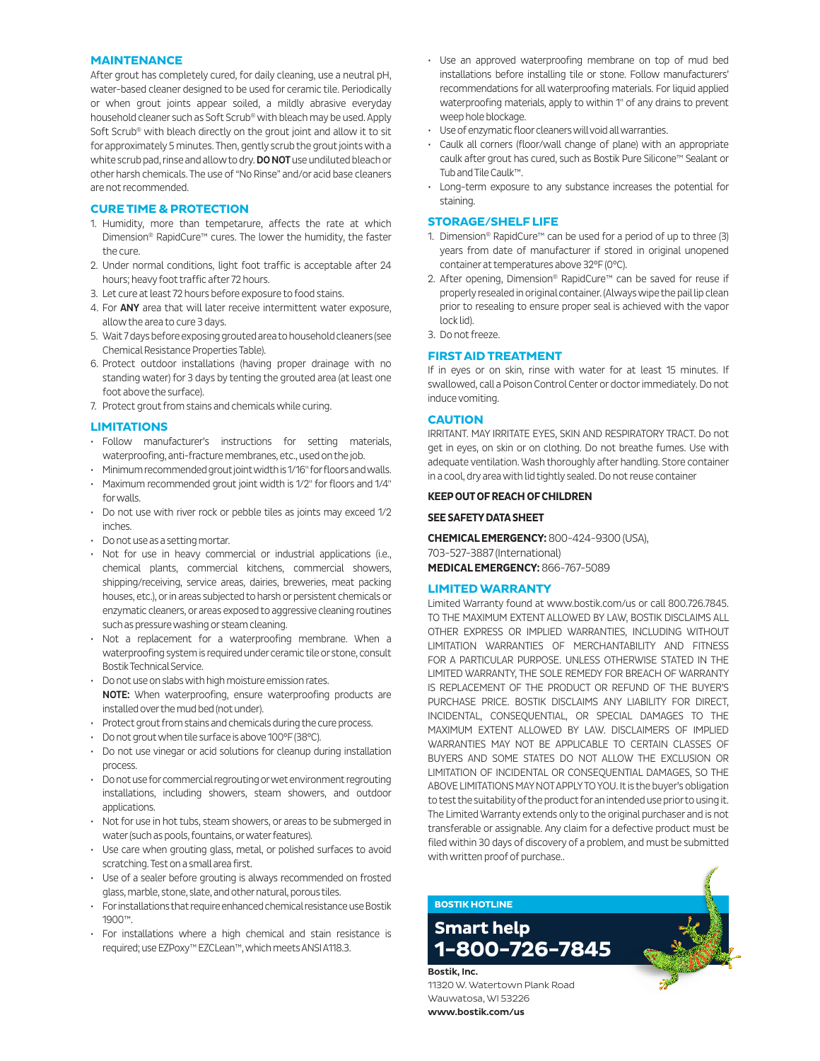## MAINTENANCE

After grout has completely cured, for daily cleaning, use a neutral pH, water-based cleaner designed to be used for ceramic tile. Periodically or when grout joints appear soiled, a mildly abrasive everyday household cleaner such as Soft Scrub® with bleach may be used. Apply Soft Scrub® with bleach directly on the grout joint and allow it to sit for approximately 5 minutes. Then, gently scrub the grout joints with a white scrub pad, rinse and allow to dry. **DO NOT** use undiluted bleach or other harsh chemicals. The use of "No Rinse" and/or acid base cleaners are not recommended.

## CURE TIME & PROTECTION

1. Humidity, more than tempetarure, affects the rate at which Dimension® RapidCure™ cures. The lower the humidity, the faster the cure.
2. Under normal conditions, light foot traffic is acceptable after 24 hours; heavy foot traffic after 72 hours.
3. Let cure at least 72 hours before exposure to food stains.
4. For **ANY** area that will later receive intermittent water exposure, allow the area to cure 3 days.
5. Wait 7 days before exposing grouted area to household cleaners (see Chemical Resistance Properties Table).
6. Protect outdoor installations (having proper drainage with no standing water) for 3 days by tenting the grouted area (at least one foot above the surface).
7. Protect grout from stains and chemicals while curing.

## LIMITATIONS

- Follow manufacturer's instructions for setting materials, waterproofing, anti-fracture membranes, etc., used on the job.
- Minimum recommended grout joint width is 1/16" for floors and walls.
- Maximum recommended grout joint width is 1/2" for floors and 1/4" for walls.
- Do not use with river rock or pebble tiles as joints may exceed 1/2 inches.
- Do not use as a setting mortar.
- Not for use in heavy commercial or industrial applications (i.e., chemical plants, commercial kitchens, commercial showers, shipping/receiving, service areas, dairies, breweries, meat packing houses, etc.), or in areas subjected to harsh or persistent chemicals or enzymatic cleaners, or areas exposed to aggressive cleaning routines such as pressure washing or steam cleaning.
- Not a replacement for a waterproofing membrane. When a waterproofing system is required under ceramic tile or stone, consult Bostik Technical Service.
- Do not use on slabs with high moisture emission rates.
  **NOTE:** When waterproofing, ensure waterproofing products are installed over the mud bed (not under).
- Protect grout from stains and chemicals during the cure process.
- Do not grout when tile surface is above 100°F (38°C).
- Do not use vinegar or acid solutions for cleanup during installation process.
- Do not use for commercial regrouting or wet environment regrouting installations, including showers, steam showers, and outdoor applications.
- Not for use in hot tubs, steam showers, or areas to be submerged in water (such as pools, fountains, or water features).
- Use care when grouting glass, metal, or polished surfaces to avoid scratching. Test on a small area first.
- Use of a sealer before grouting is always recommended on frosted glass, marble, stone, slate, and other natural, porous tiles.
- For installations that require enhanced chemical resistance use Bostik 1900™.
- For installations where a high chemical and stain resistance is required; use EZPoxy™ EZCLean™, which meets ANSI A118.3.
- Use an approved waterproofing membrane on top of mud bed installations before installing tile or stone. Follow manufacturers' recommendations for all waterproofing materials. For liquid applied waterproofing materials, apply to within 1" of any drains to prevent weep hole blockage.
- Use of enzymatic floor cleaners will void all warranties.
- Caulk all corners (floor/wall change of plane) with an appropriate caulk after grout has cured, such as Bostik Pure Silicone™ Sealant or Tub and Tile Caulk™.
- Long-term exposure to any substance increases the potential for staining.

## STORAGE/SHELF LIFE

1. Dimension® RapidCure™ can be used for a period of up to three (3) years from date of manufacturer if stored in original unopened container at temperatures above 32°F (0°C).
2. After opening, Dimension® RapidCure™ can be saved for reuse if properly resealed in original container. (Always wipe the pail lip clean prior to resealing to ensure proper seal is achieved with the vapor lock lid).
3. Do not freeze.

## FIRST AID TREATMENT

If in eyes or on skin, rinse with water for at least 15 minutes. If swallowed, call a Poison Control Center or doctor immediately. Do not induce vomiting.

## CAUTION

IRRITANT. MAY IRRITATE EYES, SKIN AND RESPIRATORY TRACT. Do not get in eyes, on skin or on clothing. Do not breathe fumes. Use with adequate ventilation. Wash thoroughly after handling. Store container in a cool, dry area with lid tightly sealed. Do not reuse container

**KEEP OUT OF REACH OF CHILDREN**

**SEE SAFETY DATA SHEET**

**CHEMICAL EMERGENCY:** 800-424-9300 (USA), 703-527-3887 (International)
**MEDICAL EMERGENCY:** 866-767-5089

## LIMITED WARRANTY

Limited Warranty found at www.bostik.com/us or call 800.726.7845. TO THE MAXIMUM EXTENT ALLOWED BY LAW, BOSTIK DISCLAIMS ALL OTHER EXPRESS OR IMPLIED WARRANTIES, INCLUDING WITHOUT LIMITATION WARRANTIES OF MERCHANTABILITY AND FITNESS FOR A PARTICULAR PURPOSE. UNLESS OTHERWISE STATED IN THE LIMITED WARRANTY, THE SOLE REMEDY FOR BREACH OF WARRANTY IS REPLACEMENT OF THE PRODUCT OR REFUND OF THE BUYER'S PURCHASE PRICE. BOSTIK DISCLAIMS ANY LIABILITY FOR DIRECT, INCIDENTAL, CONSEQUENTIAL, OR SPECIAL DAMAGES TO THE MAXIMUM EXTENT ALLOWED BY LAW. DISCLAIMERS OF IMPLIED WARRANTIES MAY NOT BE APPLICABLE TO CERTAIN CLASSES OF BUYERS AND SOME STATES DO NOT ALLOW THE EXCLUSION OR LIMITATION OF INCIDENTAL OR CONSEQUENTIAL DAMAGES, SO THE ABOVE LIMITATIONS MAY NOT APPLY TO YOU. It is the buyer's obligation to test the suitability of the product for an intended use prior to using it. The Limited Warranty extends only to the original purchaser and is not transferable or assignable. Any claim for a defective product must be filed within 30 days of discovery of a problem, and must be submitted with written proof of purchase..

**BOSTIK HOTLINE**

**Smart help**
**1-800-726-7845**

**Bostik, Inc.**
11320 W. Watertown Plank Road
Wauwatosa, WI 53226
**www.bostik.com/us**